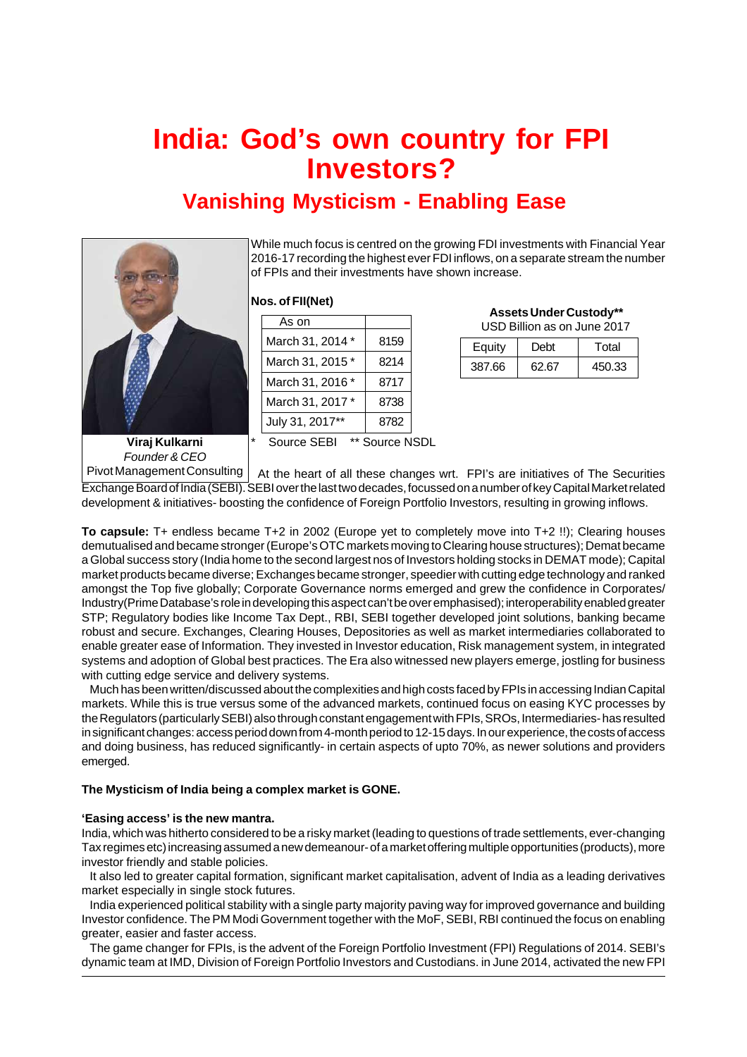# India: God's own country for FPI Investors?

## Vanishing Mysticism - Enabling Ease

**Viraj Kulkarni**
*Founder & CEO*
Pivot Management Consulting

While much focus is centred on the growing FDI investments with Financial Year 2016-17 recording the highest ever FDI inflows, on a separate stream the number of FPIs and their investments have shown increase.

**Nos. of FII(Net)**

| As on | |
|---|---|
| March 31, 2014 * | 8159 |
| March 31, 2015 * | 8214 |
| March 31, 2016 * | 8717 |
| March 31, 2017 * | 8738 |
| July 31, 2017** | 8782 |

\* Source SEBI ** Source NSDL

**Assets Under Custody****
USD Billion as on June 2017

| Equity | Debt | Total |
|---|---|---|
| 387.66 | 62.67 | 450.33 |

At the heart of all these changes wrt. FPI's are initiatives of The Securities Exchange Board of India (SEBI). SEBI over the last two decades, focussed on a number of key Capital Market related development & initiatives- boosting the confidence of Foreign Portfolio Investors, resulting in growing inflows.

**To capsule:** T+ endless became T+2 in 2002 (Europe yet to completely move into T+2 !!); Clearing houses demutualised and became stronger (Europe's OTC markets moving to Clearing house structures); Demat became a Global success story (India home to the second largest nos of Investors holding stocks in DEMAT mode); Capital market products became diverse; Exchanges became stronger, speedier with cutting edge technology and ranked amongst the Top five globally; Corporate Governance norms emerged and grew the confidence in Corporates/ Industry(Prime Database's role in developing this aspect can't be over emphasised); interoperability enabled greater STP; Regulatory bodies like Income Tax Dept., RBI, SEBI together developed joint solutions, banking became robust and secure. Exchanges, Clearing Houses, Depositories as well as market intermediaries collaborated to enable greater ease of Information. They invested in Investor education, Risk management system, in integrated systems and adoption of Global best practices. The Era also witnessed new players emerge, jostling for business with cutting edge service and delivery systems.

Much has been written/discussed about the complexities and high costs faced by FPIs in accessing Indian Capital markets. While this is true versus some of the advanced markets, continued focus on easing KYC processes by the Regulators (particularly SEBI) also through constant engagement with FPIs, SROs, Intermediaries- has resulted in significant changes: access period down from 4-month period to 12-15 days. In our experience, the costs of access and doing business, has reduced significantly- in certain aspects of upto 70%, as newer solutions and providers emerged.

**The Mysticism of India being a complex market is GONE.**

**'Easing access' is the new mantra.**

India, which was hitherto considered to be a risky market (leading to questions of trade settlements, ever-changing Tax regimes etc) increasing assumed a new demeanour- of a market offering multiple opportunities (products), more investor friendly and stable policies.

It also led to greater capital formation, significant market capitalisation, advent of India as a leading derivatives market especially in single stock futures.

India experienced political stability with a single party majority paving way for improved governance and building Investor confidence. The PM Modi Government together with the MoF, SEBI, RBI continued the focus on enabling greater, easier and faster access.

The game changer for FPIs, is the advent of the Foreign Portfolio Investment (FPI) Regulations of 2014. SEBI's dynamic team at IMD, Division of Foreign Portfolio Investors and Custodians. in June 2014, activated the new FPI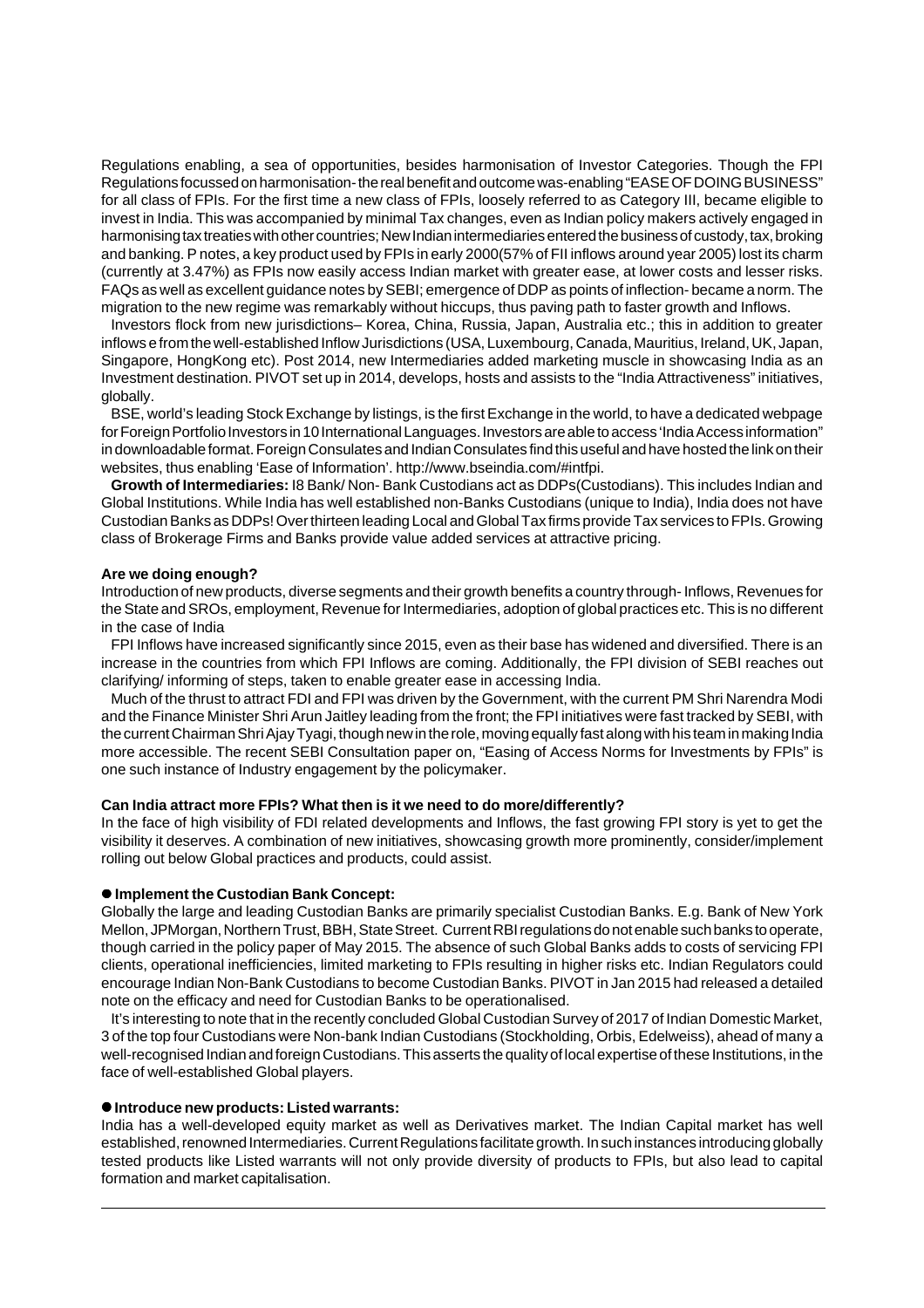Regulations enabling, a sea of opportunities, besides harmonisation of Investor Categories. Though the FPI Regulations focussed on harmonisation- the real benefit and outcome was-enabling "EASE OF DOING BUSINESS" for all class of FPIs. For the first time a new class of FPIs, loosely referred to as Category III, became eligible to invest in India. This was accompanied by minimal Tax changes, even as Indian policy makers actively engaged in harmonising tax treaties with other countries; New Indian intermediaries entered the business of custody, tax, broking and banking. P notes, a key product used by FPIs in early 2000(57% of FII inflows around year 2005) lost its charm (currently at 3.47%) as FPIs now easily access Indian market with greater ease, at lower costs and lesser risks. FAQs as well as excellent guidance notes by SEBI; emergence of DDP as points of inflection- became a norm. The migration to the new regime was remarkably without hiccups, thus paving path to faster growth and Inflows.

Investors flock from new jurisdictions– Korea, China, Russia, Japan, Australia etc.; this in addition to greater inflows e from the well-established Inflow Jurisdictions (USA, Luxembourg, Canada, Mauritius, Ireland, UK, Japan, Singapore, HongKong etc). Post 2014, new Intermediaries added marketing muscle in showcasing India as an Investment destination. PIVOT set up in 2014, develops, hosts and assists to the "India Attractiveness" initiatives, globally.

BSE, world's leading Stock Exchange by listings, is the first Exchange in the world, to have a dedicated webpage for Foreign Portfolio Investors in 10 International Languages. Investors are able to access 'India Access information" in downloadable format. Foreign Consulates and Indian Consulates find this useful and have hosted the link on their websites, thus enabling 'Ease of Information'. http://www.bseindia.com/#intfpi.

**Growth of Intermediaries:** I8 Bank/ Non- Bank Custodians act as DDPs(Custodians). This includes Indian and Global Institutions. While India has well established non-Banks Custodians (unique to India), India does not have Custodian Banks as DDPs! Over thirteen leading Local and Global Tax firms provide Tax services to FPIs. Growing class of Brokerage Firms and Banks provide value added services at attractive pricing.

**Are we doing enough?**

Introduction of new products, diverse segments and their growth benefits a country through- Inflows, Revenues for the State and SROs, employment, Revenue for Intermediaries, adoption of global practices etc. This is no different in the case of India

FPI Inflows have increased significantly since 2015, even as their base has widened and diversified. There is an increase in the countries from which FPI Inflows are coming. Additionally, the FPI division of SEBI reaches out clarifying/ informing of steps, taken to enable greater ease in accessing India.

Much of the thrust to attract FDI and FPI was driven by the Government, with the current PM Shri Narendra Modi and the Finance Minister Shri Arun Jaitley leading from the front; the FPI initiatives were fast tracked by SEBI, with the current Chairman Shri Ajay Tyagi, though new in the role, moving equally fast along with his team in making India more accessible. The recent SEBI Consultation paper on, "Easing of Access Norms for Investments by FPIs" is one such instance of Industry engagement by the policymaker.

**Can India attract more FPIs? What then is it we need to do more/differently?**

In the face of high visibility of FDI related developments and Inflows, the fast growing FPI story is yet to get the visibility it deserves. A combination of new initiatives, showcasing growth more prominently, consider/implement rolling out below Global practices and products, could assist.

- **Implement the Custodian Bank Concept:**

Globally the large and leading Custodian Banks are primarily specialist Custodian Banks. E.g. Bank of New York Mellon, JPMorgan, Northern Trust, BBH, State Street. Current RBI regulations do not enable such banks to operate, though carried in the policy paper of May 2015. The absence of such Global Banks adds to costs of servicing FPI clients, operational inefficiencies, limited marketing to FPIs resulting in higher risks etc. Indian Regulators could encourage Indian Non-Bank Custodians to become Custodian Banks. PIVOT in Jan 2015 had released a detailed note on the efficacy and need for Custodian Banks to be operationalised.

It's interesting to note that in the recently concluded Global Custodian Survey of 2017 of Indian Domestic Market, 3 of the top four Custodians were Non-bank Indian Custodians (Stockholding, Orbis, Edelweiss), ahead of many a well-recognised Indian and foreign Custodians. This asserts the quality of local expertise of these Institutions, in the face of well-established Global players.

- **Introduce new products: Listed warrants:**

India has a well-developed equity market as well as Derivatives market. The Indian Capital market has well established, renowned Intermediaries. Current Regulations facilitate growth. In such instances introducing globally tested products like Listed warrants will not only provide diversity of products to FPIs, but also lead to capital formation and market capitalisation.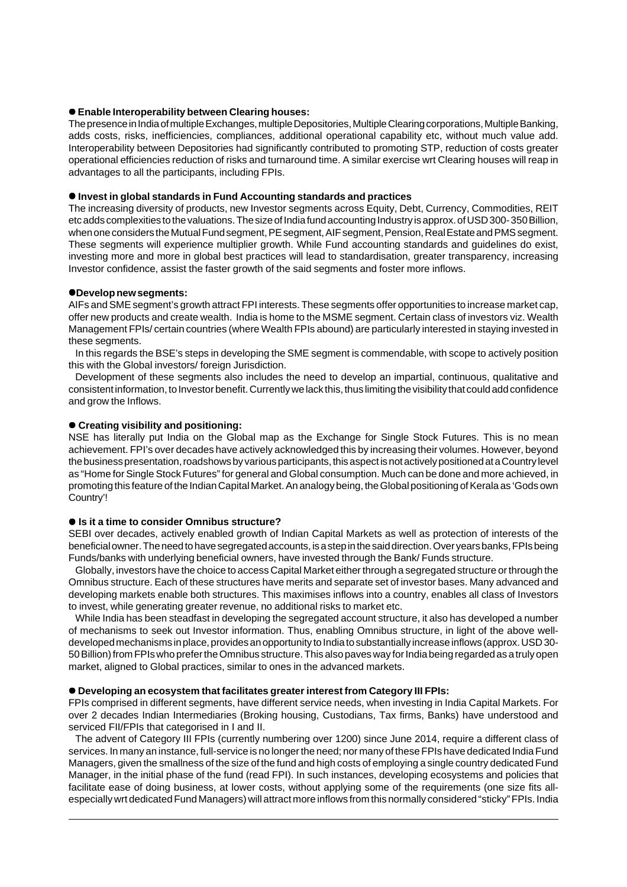- **Enable Interoperability between Clearing houses:**

The presence in India of multiple Exchanges, multiple Depositories, Multiple Clearing corporations, Multiple Banking, adds costs, risks, inefficiencies, compliances, additional operational capability etc, without much value add. Interoperability between Depositories had significantly contributed to promoting STP, reduction of costs greater operational efficiencies reduction of risks and turnaround time. A similar exercise wrt Clearing houses will reap in advantages to all the participants, including FPIs.

- **Invest in global standards in Fund Accounting standards and practices**

The increasing diversity of products, new Investor segments across Equity, Debt, Currency, Commodities, REIT etc adds complexities to the valuations. The size of India fund accounting Industry is approx. of USD 300- 350 Billion, when one considers the Mutual Fund segment, PE segment, AIF segment, Pension, Real Estate and PMS segment. These segments will experience multiplier growth. While Fund accounting standards and guidelines do exist, investing more and more in global best practices will lead to standardisation, greater transparency, increasing Investor confidence, assist the faster growth of the said segments and foster more inflows.

- **Develop new segments:**

AIFs and SME segment's growth attract FPI interests. These segments offer opportunities to increase market cap, offer new products and create wealth. India is home to the MSME segment. Certain class of investors viz. Wealth Management FPIs/ certain countries (where Wealth FPIs abound) are particularly interested in staying invested in these segments.

In this regards the BSE's steps in developing the SME segment is commendable, with scope to actively position this with the Global investors/ foreign Jurisdiction.

Development of these segments also includes the need to develop an impartial, continuous, qualitative and consistent information, to Investor benefit. Currently we lack this, thus limiting the visibility that could add confidence and grow the Inflows.

- **Creating visibility and positioning:**

NSE has literally put India on the Global map as the Exchange for Single Stock Futures. This is no mean achievement. FPI's over decades have actively acknowledged this by increasing their volumes. However, beyond the business presentation, roadshows by various participants, this aspect is not actively positioned at a Country level as "Home for Single Stock Futures" for general and Global consumption. Much can be done and more achieved, in promoting this feature of the Indian Capital Market. An analogy being, the Global positioning of Kerala as 'Gods own Country'!

- **Is it a time to consider Omnibus structure?**

SEBI over decades, actively enabled growth of Indian Capital Markets as well as protection of interests of the beneficial owner. The need to have segregated accounts, is a step in the said direction. Over years banks, FPIs being Funds/banks with underlying beneficial owners, have invested through the Bank/ Funds structure.

Globally, investors have the choice to access Capital Market either through a segregated structure or through the Omnibus structure. Each of these structures have merits and separate set of investor bases. Many advanced and developing markets enable both structures. This maximises inflows into a country, enables all class of Investors to invest, while generating greater revenue, no additional risks to market etc.

While India has been steadfast in developing the segregated account structure, it also has developed a number of mechanisms to seek out Investor information. Thus, enabling Omnibus structure, in light of the above well-developed mechanisms in place, provides an opportunity to India to substantially increase inflows (approx. USD 30-50 Billion) from FPIs who prefer the Omnibus structure. This also paves way for India being regarded as a truly open market, aligned to Global practices, similar to ones in the advanced markets.

- **Developing an ecosystem that facilitates greater interest from Category III FPIs:**

FPIs comprised in different segments, have different service needs, when investing in India Capital Markets. For over 2 decades Indian Intermediaries (Broking housing, Custodians, Tax firms, Banks) have understood and serviced FII/FPIs that categorised in I and II.

The advent of Category III FPIs (currently numbering over 1200) since June 2014, require a different class of services. In many an instance, full-service is no longer the need; nor many of these FPIs have dedicated India Fund Managers, given the smallness of the size of the fund and high costs of employing a single country dedicated Fund Manager, in the initial phase of the fund (read FPI). In such instances, developing ecosystems and policies that facilitate ease of doing business, at lower costs, without applying some of the requirements (one size fits all-especially wrt dedicated Fund Managers) will attract more inflows from this normally considered "sticky" FPIs. India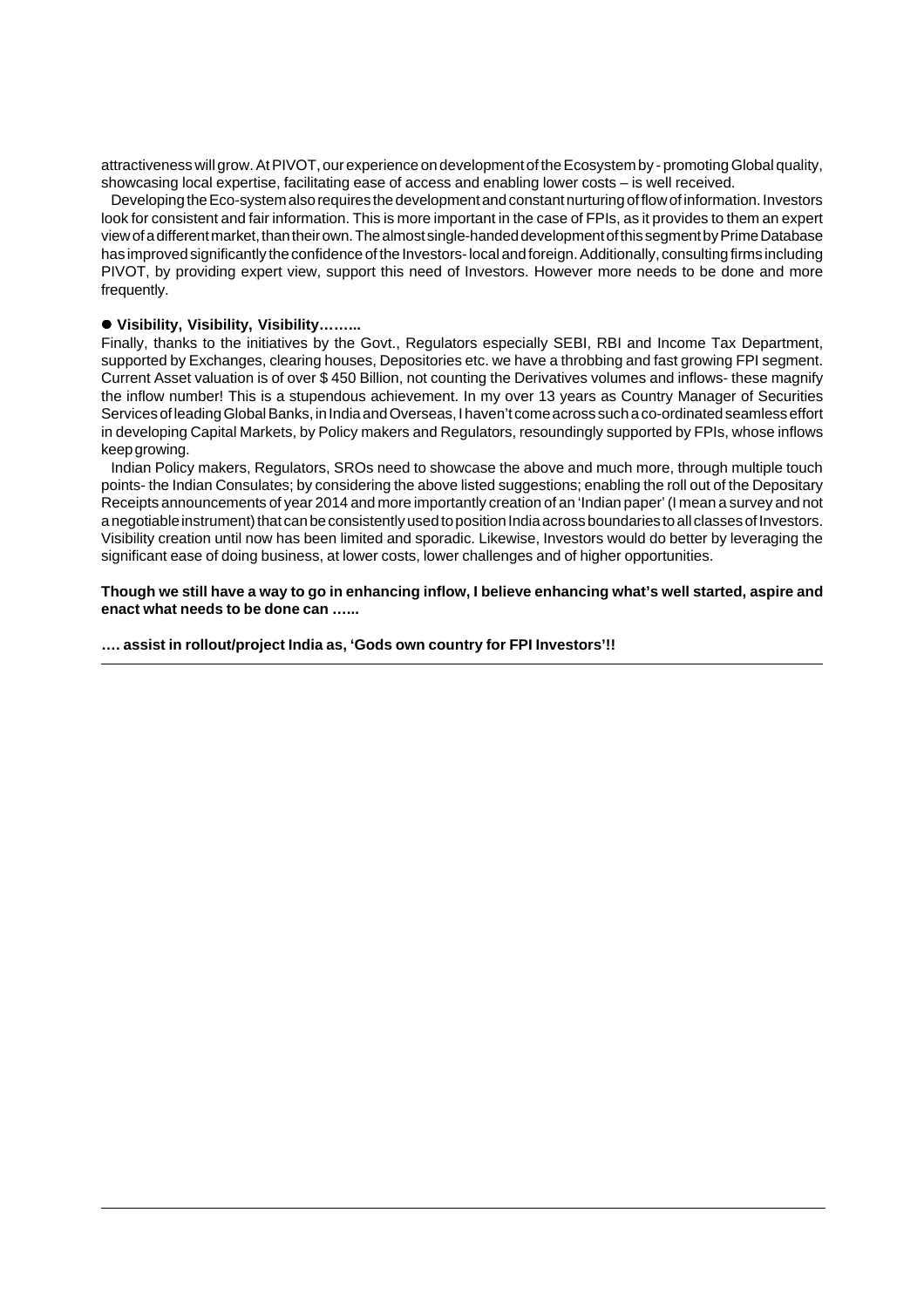attractiveness will grow. At PIVOT, our experience on development of the Ecosystem by - promoting Global quality, showcasing local expertise, facilitating ease of access and enabling lower costs – is well received.

Developing the Eco-system also requires the development and constant nurturing of flow of information. Investors look for consistent and fair information. This is more important in the case of FPIs, as it provides to them an expert view of a different market, than their own. The almost single-handed development of this segment by Prime Database has improved significantly the confidence of the Investors- local and foreign. Additionally, consulting firms including PIVOT, by providing expert view, support this need of Investors. However more needs to be done and more frequently.

- **Visibility, Visibility, Visibility……..**

Finally, thanks to the initiatives by the Govt., Regulators especially SEBI, RBI and Income Tax Department, supported by Exchanges, clearing houses, Depositories etc. we have a throbbing and fast growing FPI segment. Current Asset valuation is of over $ 450 Billion, not counting the Derivatives volumes and inflows- these magnify the inflow number! This is a stupendous achievement. In my over 13 years as Country Manager of Securities Services of leading Global Banks, in India and Overseas, I haven't come across such a co-ordinated seamless effort in developing Capital Markets, by Policy makers and Regulators, resoundingly supported by FPIs, whose inflows keep growing.

Indian Policy makers, Regulators, SROs need to showcase the above and much more, through multiple touch points- the Indian Consulates; by considering the above listed suggestions; enabling the roll out of the Depositary Receipts announcements of year 2014 and more importantly creation of an 'Indian paper' (I mean a survey and not a negotiable instrument) that can be consistently used to position India across boundaries to all classes of Investors. Visibility creation until now has been limited and sporadic. Likewise, Investors would do better by leveraging the significant ease of doing business, at lower costs, lower challenges and of higher opportunities.

**Though we still have a way to go in enhancing inflow, I believe enhancing what's well started, aspire and enact what needs to be done can …...**

**…. assist in rollout/project India as, 'Gods own country for FPI Investors'!!**